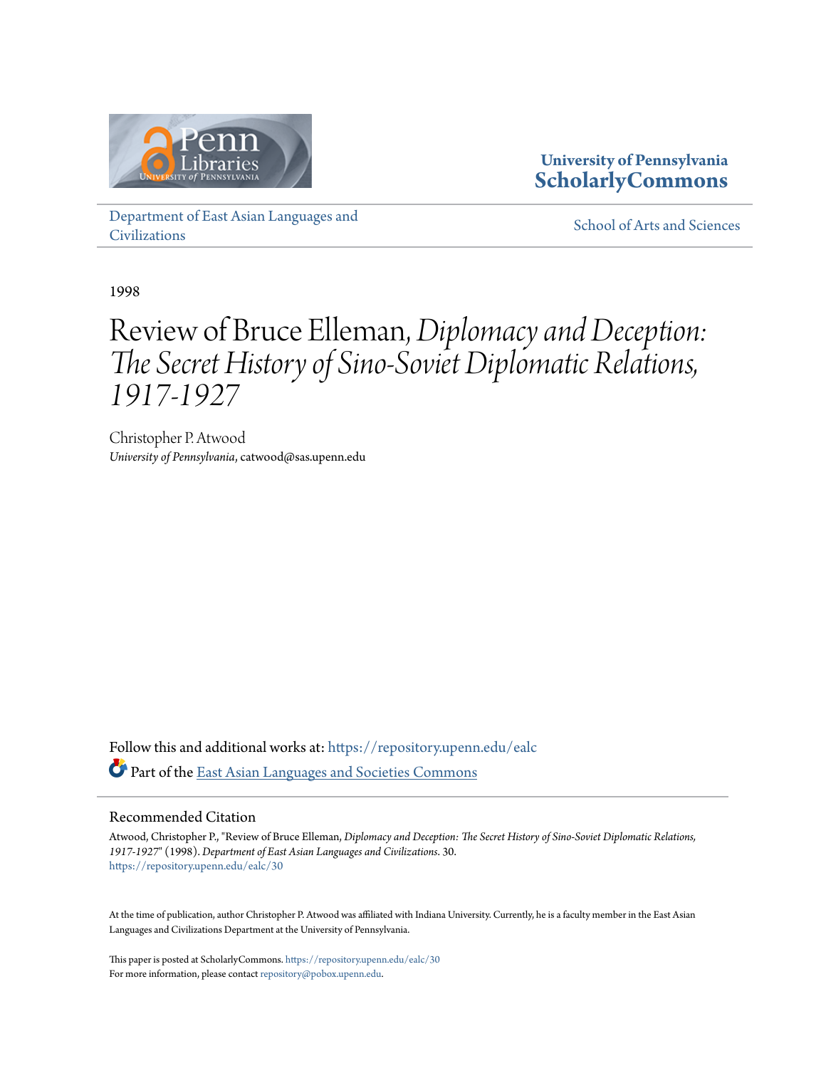University of Pennsylvania
**ScholarlyCommons**

Department of East Asian Languages and Civilizations

School of Arts and Sciences

1998

# Review of Bruce Elleman, *Diplomacy and Deception: The Secret History of Sino-Soviet Diplomatic Relations, 1917-1927*

Christopher P. Atwood
*University of Pennsylvania*, catwood@sas.upenn.edu

Follow this and additional works at: https://repository.upenn.edu/ealc

Part of the East Asian Languages and Societies Commons

## Recommended Citation

Atwood, Christopher P., "Review of Bruce Elleman, *Diplomacy and Deception: The Secret History of Sino-Soviet Diplomatic Relations, 1917-1927*" (1998). *Department of East Asian Languages and Civilizations*. 30.
https://repository.upenn.edu/ealc/30

At the time of publication, author Christopher P. Atwood was affiliated with Indiana University. Currently, he is a faculty member in the East Asian Languages and Civilizations Department at the University of Pennsylvania.

This paper is posted at ScholarlyCommons. https://repository.upenn.edu/ealc/30
For more information, please contact repository@pobox.upenn.edu.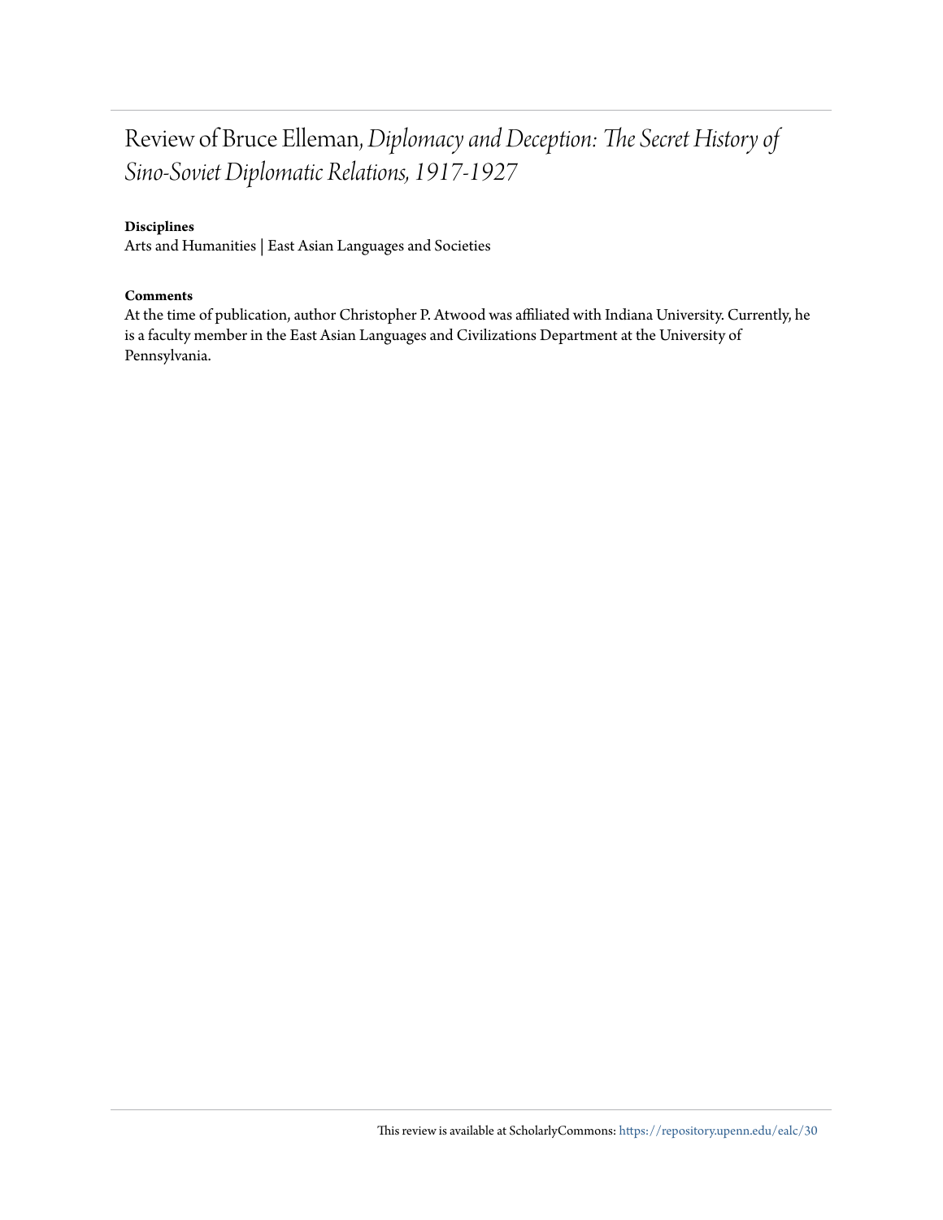# Review of Bruce Elleman, *Diplomacy and Deception: The Secret History of Sino-Soviet Diplomatic Relations, 1917-1927*

**Disciplines**

Arts and Humanities | East Asian Languages and Societies

**Comments**

At the time of publication, author Christopher P. Atwood was affiliated with Indiana University. Currently, he is a faculty member in the East Asian Languages and Civilizations Department at the University of Pennsylvania.

This review is available at ScholarlyCommons: https://repository.upenn.edu/ealc/30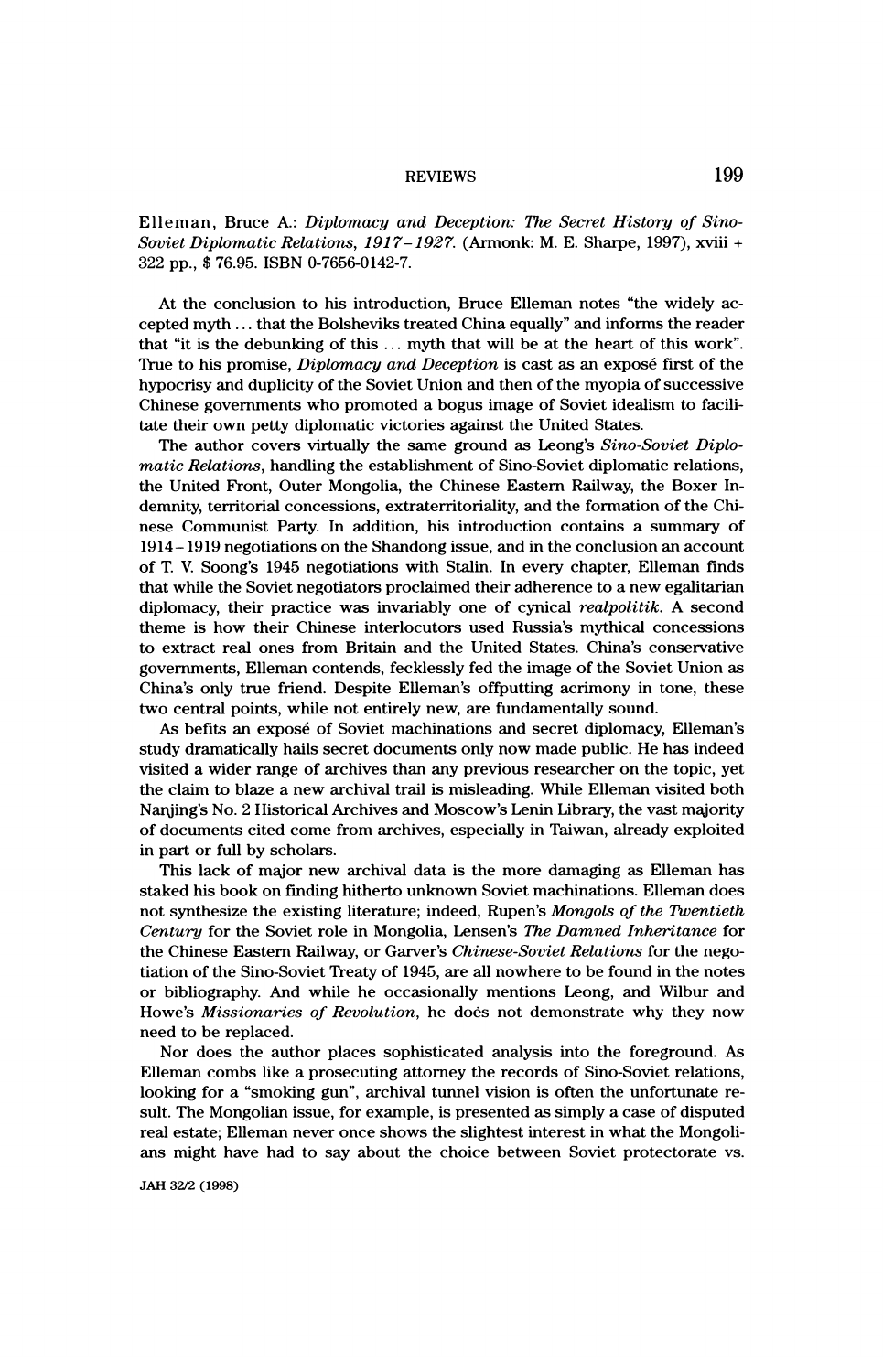Elleman, Bruce A.: *Diplomacy and Deception: The Secret History of Sino-Soviet Diplomatic Relations, 1917–1927.* (Armonk: M. E. Sharpe, 1997), xviii + 322 pp., $ 76.95. ISBN 0-7656-0142-7.

At the conclusion to his introduction, Bruce Elleman notes "the widely accepted myth ... that the Bolsheviks treated China equally" and informs the reader that "it is the debunking of this ... myth that will be at the heart of this work". True to his promise, *Diplomacy and Deception* is cast as an exposé first of the hypocrisy and duplicity of the Soviet Union and then of the myopia of successive Chinese governments who promoted a bogus image of Soviet idealism to facilitate their own petty diplomatic victories against the United States.

The author covers virtually the same ground as Leong's *Sino-Soviet Diplomatic Relations*, handling the establishment of Sino-Soviet diplomatic relations, the United Front, Outer Mongolia, the Chinese Eastern Railway, the Boxer Indemnity, territorial concessions, extraterritoriality, and the formation of the Chinese Communist Party. In addition, his introduction contains a summary of 1914–1919 negotiations on the Shandong issue, and in the conclusion an account of T. V. Soong's 1945 negotiations with Stalin. In every chapter, Elleman finds that while the Soviet negotiators proclaimed their adherence to a new egalitarian diplomacy, their practice was invariably one of cynical *realpolitik*. A second theme is how their Chinese interlocutors used Russia's mythical concessions to extract real ones from Britain and the United States. China's conservative governments, Elleman contends, fecklessly fed the image of the Soviet Union as China's only true friend. Despite Elleman's offputting acrimony in tone, these two central points, while not entirely new, are fundamentally sound.

As befits an exposé of Soviet machinations and secret diplomacy, Elleman's study dramatically hails secret documents only now made public. He has indeed visited a wider range of archives than any previous researcher on the topic, yet the claim to blaze a new archival trail is misleading. While Elleman visited both Nanjing's No. 2 Historical Archives and Moscow's Lenin Library, the vast majority of documents cited come from archives, especially in Taiwan, already exploited in part or full by scholars.

This lack of major new archival data is the more damaging as Elleman has staked his book on finding hitherto unknown Soviet machinations. Elleman does not synthesize the existing literature; indeed, Rupen's *Mongols of the Twentieth Century* for the Soviet role in Mongolia, Lensen's *The Damned Inheritance* for the Chinese Eastern Railway, or Garver's *Chinese-Soviet Relations* for the negotiation of the Sino-Soviet Treaty of 1945, are all nowhere to be found in the notes or bibliography. And while he occasionally mentions Leong, and Wilbur and Howe's *Missionaries of Revolution*, he doės not demonstrate why they now need to be replaced.

Nor does the author places sophisticated analysis into the foreground. As Elleman combs like a prosecuting attorney the records of Sino-Soviet relations, looking for a "smoking gun", archival tunnel vision is often the unfortunate result. The Mongolian issue, for example, is presented as simply a case of disputed real estate; Elleman never once shows the slightest interest in what the Mongolians might have had to say about the choice between Soviet protectorate vs.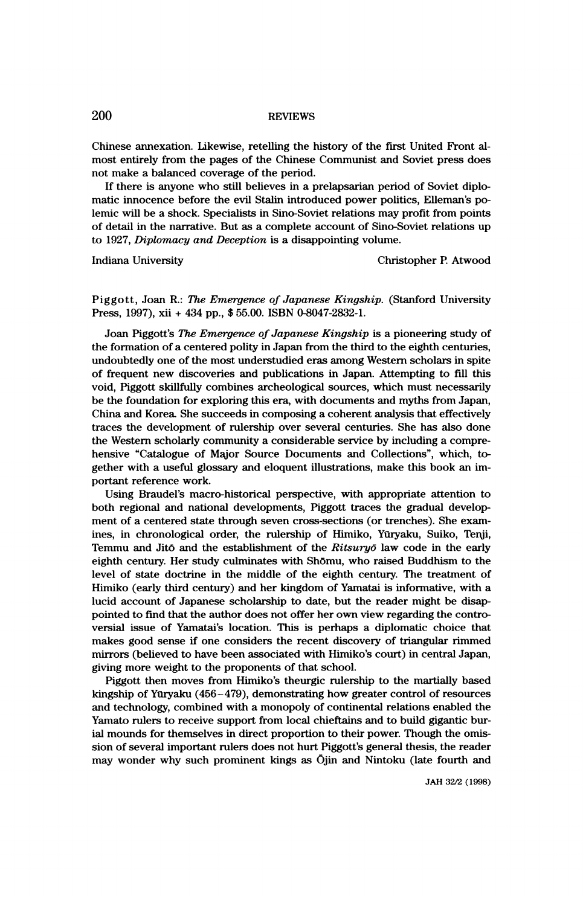Chinese annexation. Likewise, retelling the history of the first United Front almost entirely from the pages of the Chinese Communist and Soviet press does not make a balanced coverage of the period.

If there is anyone who still believes in a prelapsarian period of Soviet diplomatic innocence before the evil Stalin introduced power politics, Elleman's polemic will be a shock. Specialists in Sino-Soviet relations may profit from points of detail in the narrative. But as a complete account of Sino-Soviet relations up to 1927, *Diplomacy and Deception* is a disappointing volume.

Indiana University — Christopher P. Atwood

Piggott, Joan R.: *The Emergence of Japanese Kingship*. (Stanford University Press, 1997), xii + 434 pp., $ 55.00. ISBN 0-8047-2832-1.

Joan Piggott's *The Emergence of Japanese Kingship* is a pioneering study of the formation of a centered polity in Japan from the third to the eighth centuries, undoubtedly one of the most understudied eras among Western scholars in spite of frequent new discoveries and publications in Japan. Attempting to fill this void, Piggott skillfully combines archeological sources, which must necessarily be the foundation for exploring this era, with documents and myths from Japan, China and Korea. She succeeds in composing a coherent analysis that effectively traces the development of rulership over several centuries. She has also done the Western scholarly community a considerable service by including a comprehensive "Catalogue of Major Source Documents and Collections", which, together with a useful glossary and eloquent illustrations, make this book an important reference work.

Using Braudel's macro-historical perspective, with appropriate attention to both regional and national developments, Piggott traces the gradual development of a centered state through seven cross-sections (or trenches). She examines, in chronological order, the rulership of Himiko, Yūryaku, Suiko, Tenji, Temmu and Jitō and the establishment of the *Ritsuryō* law code in the early eighth century. Her study culminates with Shōmu, who raised Buddhism to the level of state doctrine in the middle of the eighth century. The treatment of Himiko (early third century) and her kingdom of Yamatai is informative, with a lucid account of Japanese scholarship to date, but the reader might be disappointed to find that the author does not offer her own view regarding the controversial issue of Yamatai's location. This is perhaps a diplomatic choice that makes good sense if one considers the recent discovery of triangular rimmed mirrors (believed to have been associated with Himiko's court) in central Japan, giving more weight to the proponents of that school.

Piggott then moves from Himiko's theurgic rulership to the martially based kingship of Yūryaku (456–479), demonstrating how greater control of resources and technology, combined with a monopoly of continental relations enabled the Yamato rulers to receive support from local chieftains and to build gigantic burial mounds for themselves in direct proportion to their power. Though the omission of several important rulers does not hurt Piggott's general thesis, the reader may wonder why such prominent kings as Ōjin and Nintoku (late fourth and